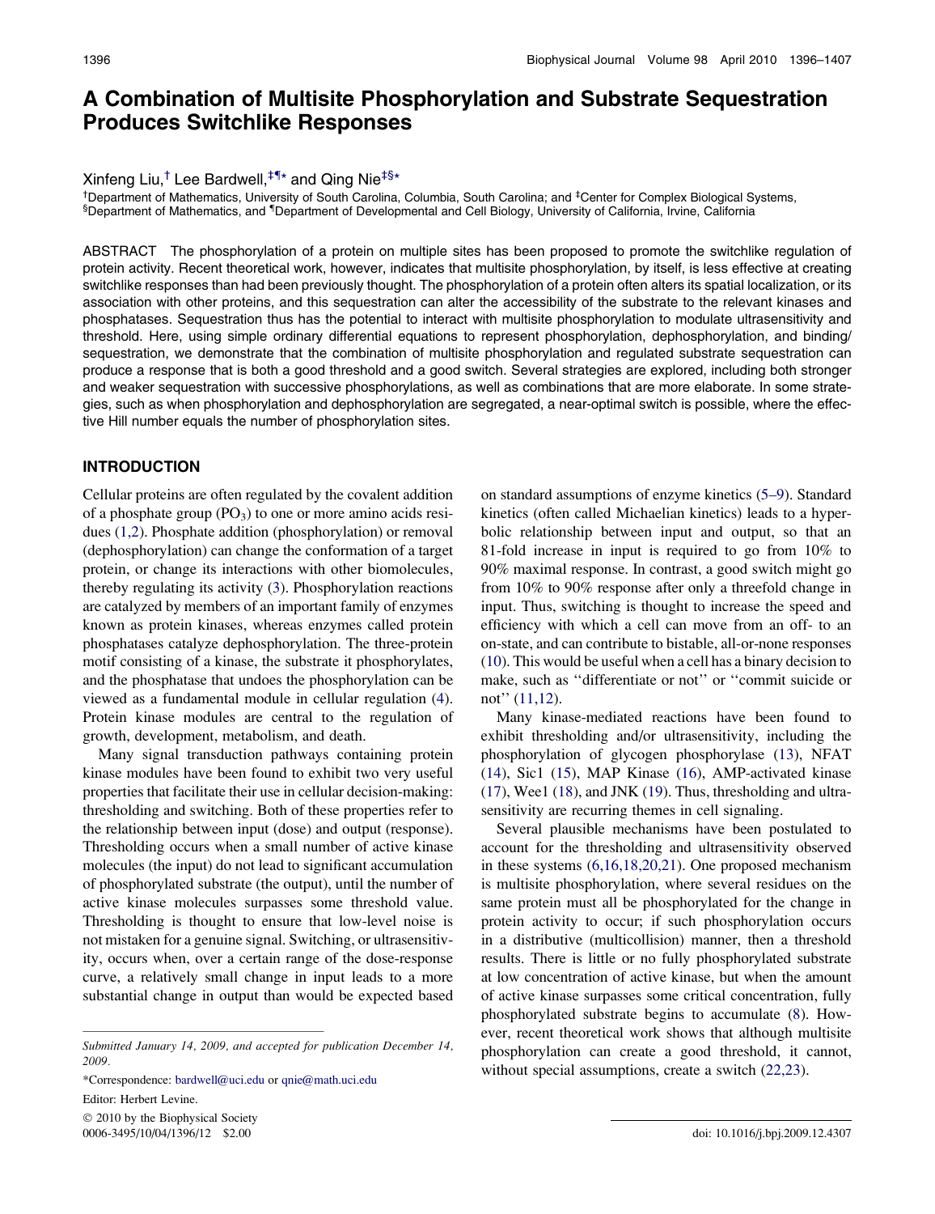# A Combination of Multisite Phosphorylation and Substrate Sequestration Produces Switchlike Responses

Xinfeng Liu,[†] Lee Bardwell,[‡¶*] and Qing Nie[‡§*]

[†]Department of Mathematics, University of South Carolina, Columbia, South Carolina; and [‡]Center for Complex Biological Systems, [§]Department of Mathematics, and [¶]Department of Developmental and Cell Biology, University of California, Irvine, California

ABSTRACT The phosphorylation of a protein on multiple sites has been proposed to promote the switchlike regulation of protein activity. Recent theoretical work, however, indicates that multisite phosphorylation, by itself, is less effective at creating switchlike responses than had been previously thought. The phosphorylation of a protein often alters its spatial localization, or its association with other proteins, and this sequestration can alter the accessibility of the substrate to the relevant kinases and phosphatases. Sequestration thus has the potential to interact with multisite phosphorylation to modulate ultrasensitivity and threshold. Here, using simple ordinary differential equations to represent phosphorylation, dephosphorylation, and binding/sequestration, we demonstrate that the combination of multisite phosphorylation and regulated substrate sequestration can produce a response that is both a good threshold and a good switch. Several strategies are explored, including both stronger and weaker sequestration with successive phosphorylations, as well as combinations that are more elaborate. In some strategies, such as when phosphorylation and dephosphorylation are segregated, a near-optimal switch is possible, where the effective Hill number equals the number of phosphorylation sites.

## INTRODUCTION

Cellular proteins are often regulated by the covalent addition of a phosphate group ($PO_3$) to one or more amino acids residues (1,2). Phosphate addition (phosphorylation) or removal (dephosphorylation) can change the conformation of a target protein, or change its interactions with other biomolecules, thereby regulating its activity (3). Phosphorylation reactions are catalyzed by members of an important family of enzymes known as protein kinases, whereas enzymes called protein phosphatases catalyze dephosphorylation. The three-protein motif consisting of a kinase, the substrate it phosphorylates, and the phosphatase that undoes the phosphorylation can be viewed as a fundamental module in cellular regulation (4). Protein kinase modules are central to the regulation of growth, development, metabolism, and death.

Many signal transduction pathways containing protein kinase modules have been found to exhibit two very useful properties that facilitate their use in cellular decision-making: thresholding and switching. Both of these properties refer to the relationship between input (dose) and output (response). Thresholding occurs when a small number of active kinase molecules (the input) do not lead to significant accumulation of phosphorylated substrate (the output), until the number of active kinase molecules surpasses some threshold value. Thresholding is thought to ensure that low-level noise is not mistaken for a genuine signal. Switching, or ultrasensitivity, occurs when, over a certain range of the dose-response curve, a relatively small change in input leads to a more substantial change in output than would be expected based on standard assumptions of enzyme kinetics (5–9). Standard kinetics (often called Michaelian kinetics) leads to a hyperbolic relationship between input and output, so that an 81-fold increase in input is required to go from 10% to 90% maximal response. In contrast, a good switch might go from 10% to 90% response after only a threefold change in input. Thus, switching is thought to increase the speed and efficiency with which a cell can move from an off- to an on-state, and can contribute to bistable, all-or-none responses (10). This would be useful when a cell has a binary decision to make, such as ''differentiate or not'' or ''commit suicide or not'' (11,12).

Many kinase-mediated reactions have been found to exhibit thresholding and/or ultrasensitivity, including the phosphorylation of glycogen phosphorylase (13), NFAT (14), Sic1 (15), MAP Kinase (16), AMP-activated kinase (17), Wee1 (18), and JNK (19). Thus, thresholding and ultrasensitivity are recurring themes in cell signaling.

Several plausible mechanisms have been postulated to account for the thresholding and ultrasensitivity observed in these systems (6,16,18,20,21). One proposed mechanism is multisite phosphorylation, where several residues on the same protein must all be phosphorylated for the change in protein activity to occur; if such phosphorylation occurs in a distributive (multicollision) manner, then a threshold results. There is little or no fully phosphorylated substrate at low concentration of active kinase, but when the amount of active kinase surpasses some critical concentration, fully phosphorylated substrate begins to accumulate (8). However, recent theoretical work shows that although multisite phosphorylation can create a good threshold, it cannot, without special assumptions, create a switch (22,23).

*Submitted January 14, 2009, and accepted for publication December 14, 2009.*

*Correspondence: bardwell@uci.edu or qnie@math.uci.edu

Editor: Herbert Levine.

© 2010 by the Biophysical Society
0006-3495/10/04/1396/12 $2.00

doi: 10.1016/j.bpj.2009.12.4307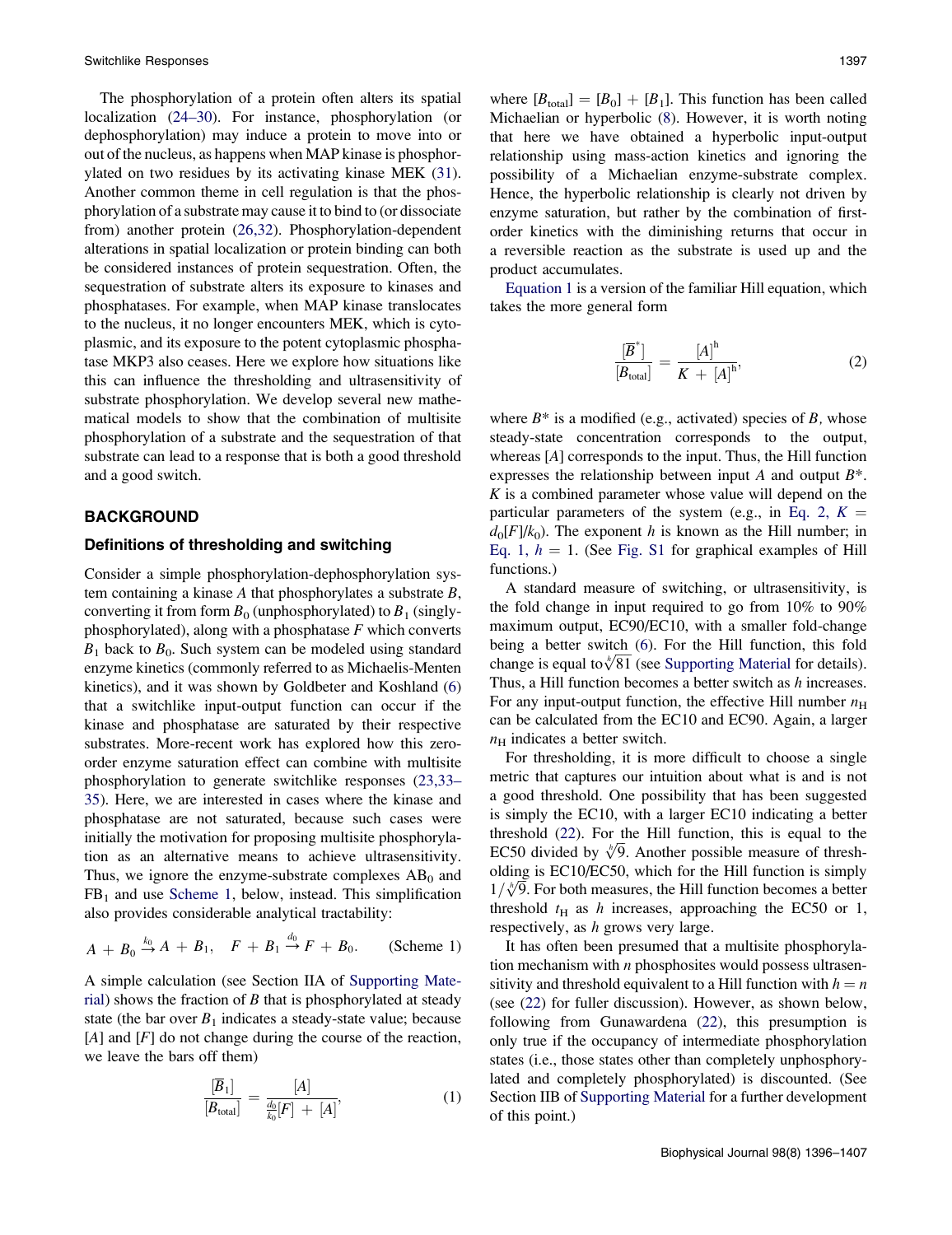The phosphorylation of a protein often alters its spatial localization (24–30). For instance, phosphorylation (or dephosphorylation) may induce a protein to move into or out of the nucleus, as happens when MAP kinase is phosphorylated on two residues by its activating kinase MEK (31). Another common theme in cell regulation is that the phosphorylation of a substrate may cause it to bind to (or dissociate from) another protein (26,32). Phosphorylation-dependent alterations in spatial localization or protein binding can both be considered instances of protein sequestration. Often, the sequestration of substrate alters its exposure to kinases and phosphatases. For example, when MAP kinase translocates to the nucleus, it no longer encounters MEK, which is cytoplasmic, and its exposure to the potent cytoplasmic phosphatase MKP3 also ceases. Here we explore how situations like this can influence the thresholding and ultrasensitivity of substrate phosphorylation. We develop several new mathematical models to show that the combination of multisite phosphorylation of a substrate and the sequestration of that substrate can lead to a response that is both a good threshold and a good switch.

## BACKGROUND

### Definitions of thresholding and switching

Consider a simple phosphorylation-dephosphorylation system containing a kinase $A$ that phosphorylates a substrate $B$, converting it from form $B_0$ (unphosphorylated) to $B_1$ (singly-phosphorylated), along with a phosphatase $F$ which converts $B_1$ back to $B_0$. Such system can be modeled using standard enzyme kinetics (commonly referred to as Michaelis-Menten kinetics), and it was shown by Goldbeter and Koshland (6) that a switchlike input-output function can occur if the kinase and phosphatase are saturated by their respective substrates. More-recent work has explored how this zero-order enzyme saturation effect can combine with multisite phosphorylation to generate switchlike responses (23,33–35). Here, we are interested in cases where the kinase and phosphatase are not saturated, because such cases were initially the motivation for proposing multisite phosphorylation as an alternative means to achieve ultrasensitivity. Thus, we ignore the enzyme-substrate complexes $AB_0$ and $FB_1$ and use Scheme 1, below, instead. This simplification also provides considerable analytical tractability:

$$A + B_0 \xrightarrow{k_0} A + B_1, \quad F + B_1 \xrightarrow{d_0} F + B_0. \qquad \text{(Scheme 1)}$$

A simple calculation (see Section IIA of Supporting Material) shows the fraction of $B$ that is phosphorylated at steady state (the bar over $B_1$ indicates a steady-state value; because $[A]$ and $[F]$ do not change during the course of the reaction, we leave the bars off them)

$$\frac{[\overline{B}_1]}{[B_{\text{total}}]} = \frac{[A]}{\frac{d_0}{k_0}[F] + [A]}, \tag{1}$$

where $[B_{\text{total}}] = [B_0] + [B_1]$. This function has been called Michaelian or hyperbolic (8). However, it is worth noting that here we have obtained a hyperbolic input-output relationship using mass-action kinetics and ignoring the possibility of a Michaelian enzyme-substrate complex. Hence, the hyperbolic relationship is clearly not driven by enzyme saturation, but rather by the combination of first-order kinetics with the diminishing returns that occur in a reversible reaction as the substrate is used up and the product accumulates.

Equation 1 is a version of the familiar Hill equation, which takes the more general form

$$\frac{[\overline{B}^*]}{[B_{\text{total}}]} = \frac{[A]^h}{K + [A]^h}, \tag{2}$$

where $B^*$ is a modified (e.g., activated) species of $B$, whose steady-state concentration corresponds to the output, whereas $[A]$ corresponds to the input. Thus, the Hill function expresses the relationship between input $A$ and output $B^*$. $K$ is a combined parameter whose value will depend on the particular parameters of the system (e.g., in Eq. 2, $K = d_0[F]/k_0$). The exponent $h$ is known as the Hill number; in Eq. 1, $h = 1$. (See Fig. S1 for graphical examples of Hill functions.)

A standard measure of switching, or ultrasensitivity, is the fold change in input required to go from 10% to 90% maximum output, EC90/EC10, with a smaller fold-change being a better switch (6). For the Hill function, this fold change is equal to $\sqrt[h]{81}$ (see Supporting Material for details). Thus, a Hill function becomes a better switch as $h$ increases. For any input-output function, the effective Hill number $n_H$ can be calculated from the EC10 and EC90. Again, a larger $n_H$ indicates a better switch.

For thresholding, it is more difficult to choose a single metric that captures our intuition about what is and is not a good threshold. One possibility that has been suggested is simply the EC10, with a larger EC10 indicating a better threshold (22). For the Hill function, this is equal to the EC50 divided by $\sqrt[h]{9}$. Another possible measure of thresholding is EC10/EC50, which for the Hill function is simply $1/\sqrt[h]{9}$. For both measures, the Hill function becomes a better threshold $t_H$ as $h$ increases, approaching the EC50 or 1, respectively, as $h$ grows very large.

It has often been presumed that a multisite phosphorylation mechanism with $n$ phosphosites would possess ultrasensitivity and threshold equivalent to a Hill function with $h = n$ (see (22) for fuller discussion). However, as shown below, following from Gunawardena (22), this presumption is only true if the occupancy of intermediate phosphorylation states (i.e., those states other than completely unphosphorylated and completely phosphorylated) is discounted. (See Section IIB of Supporting Material for a further development of this point.)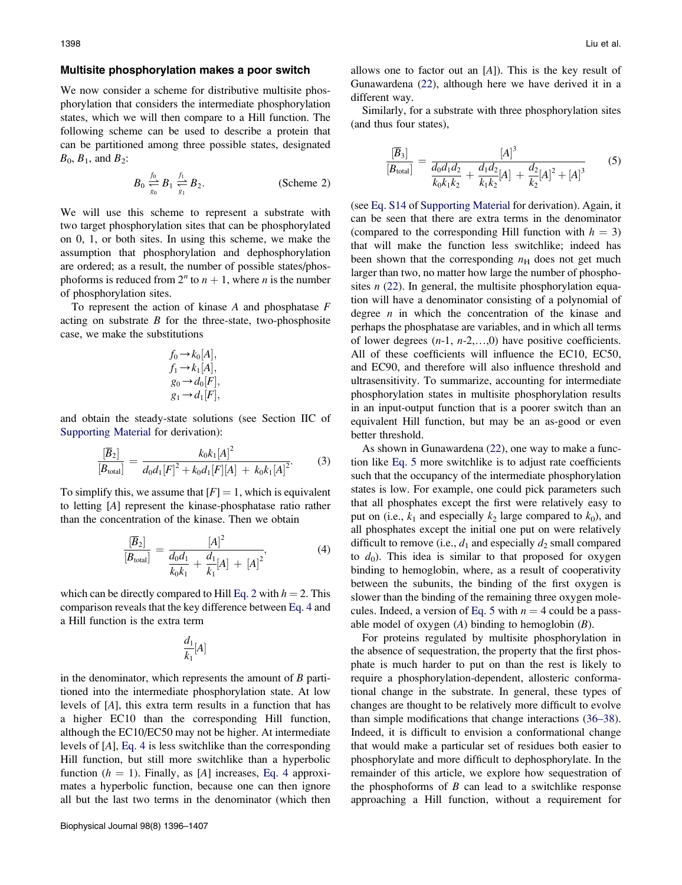### Multisite phosphorylation makes a poor switch

We now consider a scheme for distributive multisite phosphorylation that considers the intermediate phosphorylation states, which we will then compare to a Hill function. The following scheme can be used to describe a protein that can be partitioned among three possible states, designated $B_0$, $B_1$, and $B_2$:

$$B_0 \underset{g_0}{\overset{f_0}{\rightleftharpoons}} B_1 \underset{g_1}{\overset{f_1}{\rightleftharpoons}} B_2. \qquad \text{(Scheme 2)}$$

We will use this scheme to represent a substrate with two target phosphorylation sites that can be phosphorylated on 0, 1, or both sites. In using this scheme, we make the assumption that phosphorylation and dephosphorylation are ordered; as a result, the number of possible states/phosphoforms is reduced from $2^n$ to $n + 1$, where $n$ is the number of phosphorylation sites.

To represent the action of kinase $A$ and phosphatase $F$ acting on substrate $B$ for the three-state, two-phosphosite case, we make the substitutions

$$\begin{aligned} f_0 &\rightarrow k_0[A], \\ f_1 &\rightarrow k_1[A], \\ g_0 &\rightarrow d_0[F], \\ g_1 &\rightarrow d_1[F], \end{aligned}$$

and obtain the steady-state solutions (see Section IIC of Supporting Material for derivation):

$$\frac{[\overline{B}_2]}{[B_{\text{total}}]} = \frac{k_0 k_1 [A]^2}{d_0 d_1 [F]^2 + k_0 d_1 [F][A] + k_0 k_1 [A]^2}. \qquad (3)$$

To simplify this, we assume that $[F] = 1$, which is equivalent to letting $[A]$ represent the kinase-phosphatase ratio rather than the concentration of the kinase. Then we obtain

$$\frac{[\overline{B}_2]}{[B_{\text{total}}]} = \frac{[A]^2}{\dfrac{d_0 d_1}{k_0 k_1} + \dfrac{d_1}{k_1}[A] + [A]^2}, \qquad (4)$$

which can be directly compared to Hill Eq. 2 with $h = 2$. This comparison reveals that the key difference between Eq. 4 and a Hill function is the extra term

$$\frac{d_1}{k_1}[A]$$

in the denominator, which represents the amount of $B$ partitioned into the intermediate phosphorylation state. At low levels of $[A]$, this extra term results in a function that has a higher EC10 than the corresponding Hill function, although the EC10/EC50 may not be higher. At intermediate levels of $[A]$, Eq. 4 is less switchlike than the corresponding Hill function, but still more switchlike than a hyperbolic function ($h = 1$). Finally, as $[A]$ increases, Eq. 4 approximates a hyperbolic function, because one can then ignore all but the last two terms in the denominator (which then allows one to factor out an $[A]$). This is the key result of Gunawardena (22), although here we have derived it in a different way.

Similarly, for a substrate with three phosphorylation sites (and thus four states),

$$\frac{[\overline{B}_3]}{[B_{\text{total}}]} = \frac{[A]^3}{\dfrac{d_0 d_1 d_2}{k_0 k_1 k_2} + \dfrac{d_1 d_2}{k_1 k_2}[A] + \dfrac{d_2}{k_2}[A]^2 + [A]^3} \qquad (5)$$

(see Eq. S14 of Supporting Material for derivation). Again, it can be seen that there are extra terms in the denominator (compared to the corresponding Hill function with $h = 3$) that will make the function less switchlike; indeed has been shown that the corresponding $n_H$ does not get much larger than two, no matter how large the number of phosphosites $n$ (22). In general, the multisite phosphorylation equation will have a denominator consisting of a polynomial of degree $n$ in which the concentration of the kinase and perhaps the phosphatase are variables, and in which all terms of lower degrees ($n$-1, $n$-2,…,0) have positive coefficients. All of these coefficients will influence the EC10, EC50, and EC90, and therefore will also influence threshold and ultrasensitivity. To summarize, accounting for intermediate phosphorylation states in multisite phosphorylation results in an input-output function that is a poorer switch than an equivalent Hill function, but may be an as-good or even better threshold.

As shown in Gunawardena (22), one way to make a function like Eq. 5 more switchlike is to adjust rate coefficients such that the occupancy of the intermediate phosphorylation states is low. For example, one could pick parameters such that all phosphates except the first were relatively easy to put on (i.e., $k_1$ and especially $k_2$ large compared to $k_0$), and all phosphates except the initial one put on were relatively difficult to remove (i.e., $d_1$ and especially $d_2$ small compared to $d_0$). This idea is similar to that proposed for oxygen binding to hemoglobin, where, as a result of cooperativity between the subunits, the binding of the first oxygen is slower than the binding of the remaining three oxygen molecules. Indeed, a version of Eq. 5 with $n = 4$ could be a passable model of oxygen ($A$) binding to hemoglobin ($B$).

For proteins regulated by multisite phosphorylation in the absence of sequestration, the property that the first phosphate is much harder to put on than the rest is likely to require a phosphorylation-dependent, allosteric conformational change in the substrate. In general, these types of changes are thought to be relatively more difficult to evolve than simple modifications that change interactions (36–38). Indeed, it is difficult to envision a conformational change that would make a particular set of residues both easier to phosphorylate and more difficult to dephosphorylate. In the remainder of this article, we explore how sequestration of the phosphoforms of $B$ can lead to a switchlike response approaching a Hill function, without a requirement for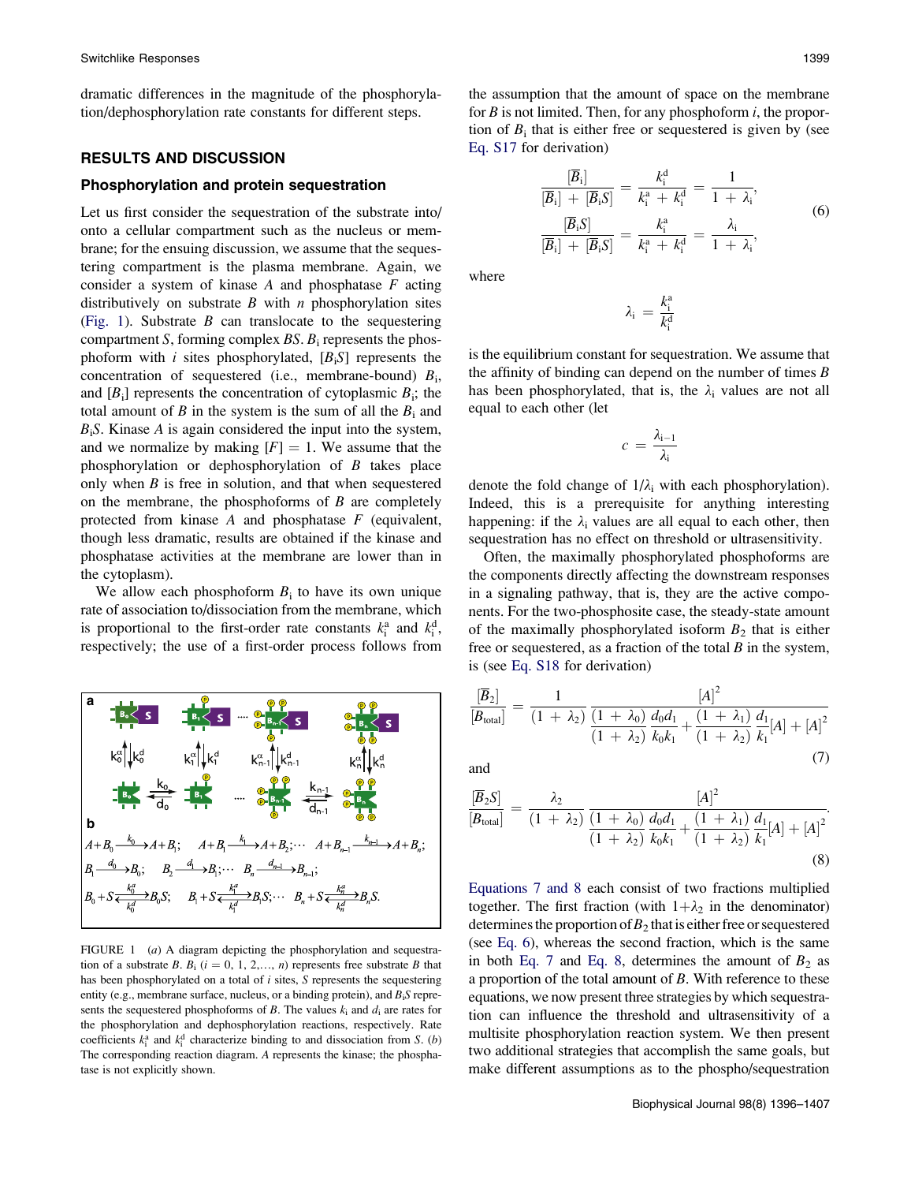dramatic differences in the magnitude of the phosphorylation/dephosphorylation rate constants for different steps.

## RESULTS AND DISCUSSION

### Phosphorylation and protein sequestration

Let us first consider the sequestration of the substrate into/onto a cellular compartment such as the nucleus or membrane; for the ensuing discussion, we assume that the sequestering compartment is the plasma membrane. Again, we consider a system of kinase $A$ and phosphatase $F$ acting distributively on substrate $B$ with $n$ phosphorylation sites (Fig. 1). Substrate $B$ can translocate to the sequestering compartment $S$, forming complex $BS$. $B_i$ represents the phosphoform with $i$ sites phosphorylated, $[\overline{B}_iS]$ represents the concentration of sequestered (i.e., membrane-bound) $B_i$, and $[\overline{B}_i]$ represents the concentration of cytoplasmic $B_i$; the total amount of $B$ in the system is the sum of all the $B_i$ and $B_iS$. Kinase $A$ is again considered the input into the system, and we normalize by making $[F] = 1$. We assume that the phosphorylation or dephosphorylation of $B$ takes place only when $B$ is free in solution, and that when sequestered on the membrane, the phosphoforms of $B$ are completely protected from kinase $A$ and phosphatase $F$ (equivalent, though less dramatic, results are obtained if the kinase and phosphatase activities at the membrane are lower than in the cytoplasm).

We allow each phosphoform $B_i$ to have its own unique rate of association to/dissociation from the membrane, which is proportional to the first-order rate constants $k_i^a$ and $k_i^d$, respectively; the use of a first-order process follows from the assumption that the amount of space on the membrane for $B$ is not limited. Then, for any phosphoform $i$, the proportion of $B_i$ that is either free or sequestered is given by (see Eq. S17 for derivation)

$$\frac{[\overline{B}_i]}{[\overline{B}_i] + [\overline{B}_iS]} = \frac{k_i^d}{k_i^a + k_i^d} = \frac{1}{1 + \lambda_i},$$
$$\frac{[\overline{B}_iS]}{[\overline{B}_i] + [\overline{B}_iS]} = \frac{k_i^a}{k_i^a + k_i^d} = \frac{\lambda_i}{1 + \lambda_i}, \tag{6}$$

where

$$\lambda_i = \frac{k_i^a}{k_i^d}$$

is the equilibrium constant for sequestration. We assume that the affinity of binding can depend on the number of times $B$ has been phosphorylated, that is, the $\lambda_i$ values are not all equal to each other (let

$$c = \frac{\lambda_{i-1}}{\lambda_i}$$

denote the fold change of $1/\lambda_i$ with each phosphorylation). Indeed, this is a prerequisite for anything interesting happening: if the $\lambda_i$ values are all equal to each other, then sequestration has no effect on threshold or ultrasensitivity.

Often, the maximally phosphorylated phosphoforms are the components directly affecting the downstream responses in a signaling pathway, that is, they are the active components. For the two-phosphosite case, the steady-state amount of the maximally phosphorylated isoform $B_2$ that is either free or sequestered, as a fraction of the total $B$ in the system, is (see Eq. S18 for derivation)

$$\frac{[\overline{B}_2]}{[B_{\text{total}}]} = \frac{1}{(1 + \lambda_2)} \frac{[A]^2}{\dfrac{(1 + \lambda_0)}{(1 + \lambda_2)} \dfrac{d_0 d_1}{k_0 k_1} + \dfrac{(1 + \lambda_1)}{(1 + \lambda_2)} \dfrac{d_1}{k_1}[A] + [A]^2} \tag{7}$$

and

$$\frac{[\overline{B}_2S]}{[B_{\text{total}}]} = \frac{\lambda_2}{(1 + \lambda_2)} \frac{[A]^2}{\dfrac{(1 + \lambda_0)}{(1 + \lambda_2)} \dfrac{d_0 d_1}{k_0 k_1} + \dfrac{(1 + \lambda_1)}{(1 + \lambda_2)} \dfrac{d_1}{k_1}[A] + [A]^2}. \tag{8}$$

Equations 7 and 8 each consist of two fractions multiplied together. The first fraction (with $1+\lambda_2$ in the denominator) determines the proportion of $B_2$ that is either free or sequestered (see Eq. 6), whereas the second fraction, which is the same in both Eq. 7 and Eq. 8, determines the amount of $B_2$ as a proportion of the total amount of $B$. With reference to these equations, we now present three strategies by which sequestration can influence the threshold and ultrasensitivity of a multisite phosphorylation reaction system. We then present two additional strategies that accomplish the same goals, but make different assumptions as to the phospho/sequestration

FIGURE 1 (*a*) A diagram depicting the phosphorylation and sequestration of a substrate $B$. $B_i$ ($i = 0, 1, 2, \ldots, n$) represents free substrate $B$ that has been phosphorylated on a total of $i$ sites, $S$ represents the sequestering entity (e.g., membrane surface, nucleus, or a binding protein), and $B_iS$ represents the sequestered phosphoforms of $B$. The values $k_i$ and $d_i$ are rates for the phosphorylation and dephosphorylation reactions, respectively. Rate coefficients $k_i^a$ and $k_i^d$ characterize binding to and dissociation from $S$. (*b*) The corresponding reaction diagram. $A$ represents the kinase; the phosphatase is not explicitly shown.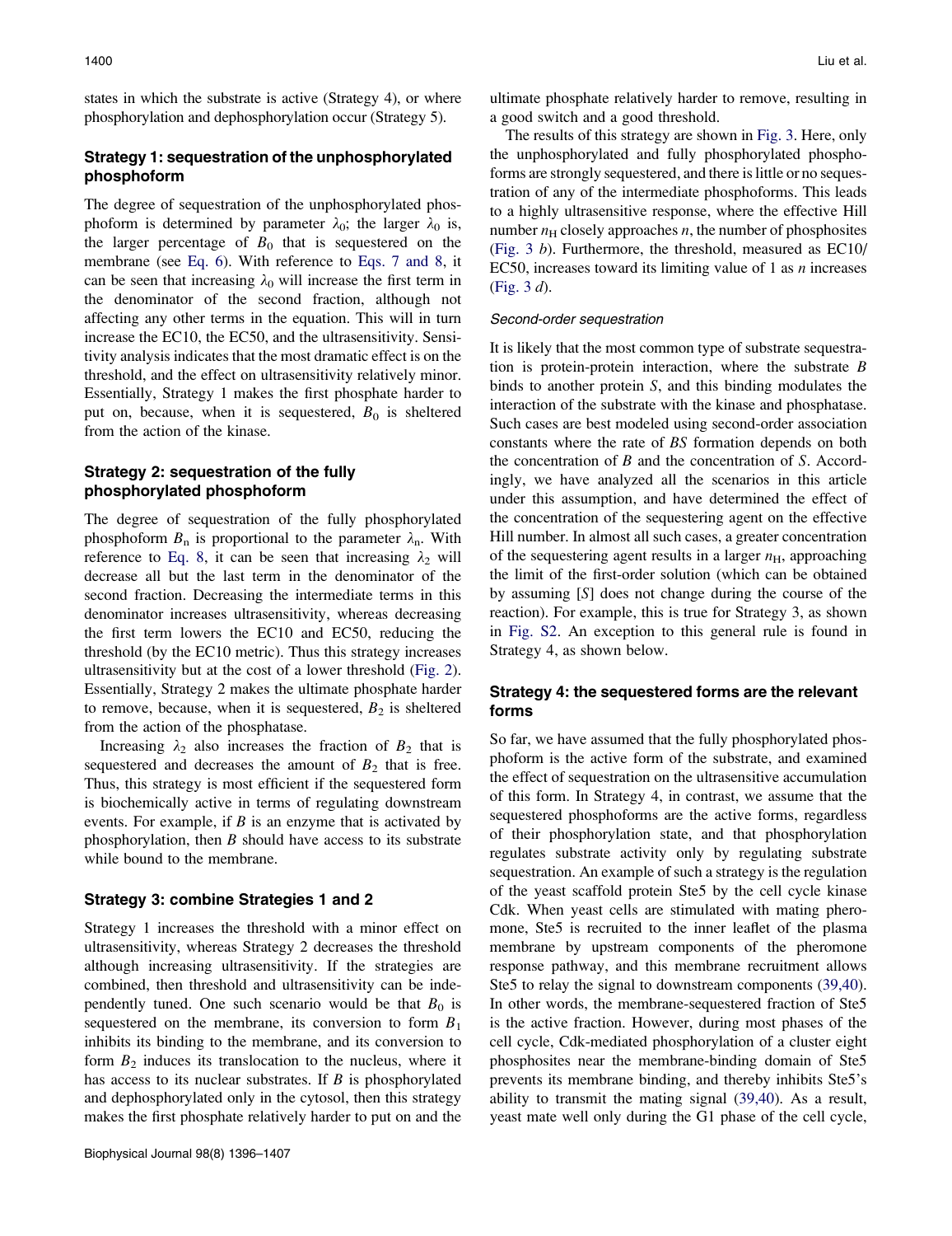states in which the substrate is active (Strategy 4), or where phosphorylation and dephosphorylation occur (Strategy 5).

### Strategy 1: sequestration of the unphosphorylated phosphoform

The degree of sequestration of the unphosphorylated phosphoform is determined by parameter $\lambda_0$; the larger $\lambda_0$ is, the larger percentage of $B_0$ that is sequestered on the membrane (see Eq. 6). With reference to Eqs. 7 and 8, it can be seen that increasing $\lambda_0$ will increase the first term in the denominator of the second fraction, although not affecting any other terms in the equation. This will in turn increase the EC10, the EC50, and the ultrasensitivity. Sensitivity analysis indicates that the most dramatic effect is on the threshold, and the effect on ultrasensitivity relatively minor. Essentially, Strategy 1 makes the first phosphate harder to put on, because, when it is sequestered, $B_0$ is sheltered from the action of the kinase.

### Strategy 2: sequestration of the fully phosphorylated phosphoform

The degree of sequestration of the fully phosphorylated phosphoform $B_n$ is proportional to the parameter $\lambda_n$. With reference to Eq. 8, it can be seen that increasing $\lambda_2$ will decrease all but the last term in the denominator of the second fraction. Decreasing the intermediate terms in this denominator increases ultrasensitivity, whereas decreasing the first term lowers the EC10 and EC50, reducing the threshold (by the EC10 metric). Thus this strategy increases ultrasensitivity but at the cost of a lower threshold (Fig. 2). Essentially, Strategy 2 makes the ultimate phosphate harder to remove, because, when it is sequestered, $B_2$ is sheltered from the action of the phosphatase.

Increasing $\lambda_2$ also increases the fraction of $B_2$ that is sequestered and decreases the amount of $B_2$ that is free. Thus, this strategy is most efficient if the sequestered form is biochemically active in terms of regulating downstream events. For example, if $B$ is an enzyme that is activated by phosphorylation, then $B$ should have access to its substrate while bound to the membrane.

### Strategy 3: combine Strategies 1 and 2

Strategy 1 increases the threshold with a minor effect on ultrasensitivity, whereas Strategy 2 decreases the threshold although increasing ultrasensitivity. If the strategies are combined, then threshold and ultrasensitivity can be independently tuned. One such scenario would be that $B_0$ is sequestered on the membrane, its conversion to form $B_1$ inhibits its binding to the membrane, and its conversion to form $B_2$ induces its translocation to the nucleus, where it has access to its nuclear substrates. If $B$ is phosphorylated and dephosphorylated only in the cytosol, then this strategy makes the first phosphate relatively harder to put on and the ultimate phosphate relatively harder to remove, resulting in a good switch and a good threshold.

The results of this strategy are shown in Fig. 3. Here, only the unphosphorylated and fully phosphorylated phosphoforms are strongly sequestered, and there is little or no sequestration of any of the intermediate phosphoforms. This leads to a highly ultrasensitive response, where the effective Hill number $n_H$ closely approaches $n$, the number of phosphosites (Fig. 3 *b*). Furthermore, the threshold, measured as EC10/EC50, increases toward its limiting value of 1 as $n$ increases (Fig. 3 *d*).

#### *Second-order sequestration*

It is likely that the most common type of substrate sequestration is protein-protein interaction, where the substrate $B$ binds to another protein $S$, and this binding modulates the interaction of the substrate with the kinase and phosphatase. Such cases are best modeled using second-order association constants where the rate of $BS$ formation depends on both the concentration of $B$ and the concentration of $S$. Accordingly, we have analyzed all the scenarios in this article under this assumption, and have determined the effect of the concentration of the sequestering agent on the effective Hill number. In almost all such cases, a greater concentration of the sequestering agent results in a larger $n_H$, approaching the limit of the first-order solution (which can be obtained by assuming $[S]$ does not change during the course of the reaction). For example, this is true for Strategy 3, as shown in Fig. S2. An exception to this general rule is found in Strategy 4, as shown below.

### Strategy 4: the sequestered forms are the relevant forms

So far, we have assumed that the fully phosphorylated phosphoform is the active form of the substrate, and examined the effect of sequestration on the ultrasensitive accumulation of this form. In Strategy 4, in contrast, we assume that the sequestered phosphoforms are the active forms, regardless of their phosphorylation state, and that phosphorylation regulates substrate activity only by regulating substrate sequestration. An example of such a strategy is the regulation of the yeast scaffold protein Ste5 by the cell cycle kinase Cdk. When yeast cells are stimulated with mating pheromone, Ste5 is recruited to the inner leaflet of the plasma membrane by upstream components of the pheromone response pathway, and this membrane recruitment allows Ste5 to relay the signal to downstream components (39,40). In other words, the membrane-sequestered fraction of Ste5 is the active fraction. However, during most phases of the cell cycle, Cdk-mediated phosphorylation of a cluster eight phosphosites near the membrane-binding domain of Ste5 prevents its membrane binding, and thereby inhibits Ste5's ability to transmit the mating signal (39,40). As a result, yeast mate well only during the G1 phase of the cell cycle,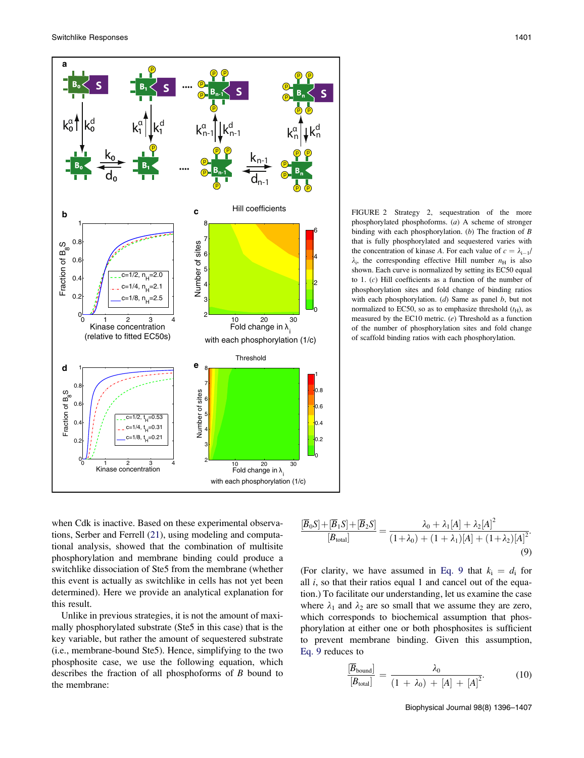FIGURE 2 Strategy 2, sequestration of the more phosphorylated phosphoforms. (*a*) A scheme of stronger binding with each phosphorylation. (*b*) The fraction of *B* that is fully phosphorylated and sequestered varies with the concentration of kinase *A*. For each value of $c = \lambda_{i-1}/\lambda_i$, the corresponding effective Hill number $n_H$ is also shown. Each curve is normalized by setting its EC50 equal to 1. (*c*) Hill coefficients as a function of the number of phosphorylation sites and fold change of binding ratios with each phosphorylation. (*d*) Same as panel *b*, but not normalized to EC50, so as to emphasize threshold ($t_H$), as measured by the EC10 metric. (*e*) Threshold as a function of the number of phosphorylation sites and fold change of scaffold binding ratios with each phosphorylation.

when Cdk is inactive. Based on these experimental observations, Serber and Ferrell (21), using modeling and computational analysis, showed that the combination of multisite phosphorylation and membrane binding could produce a switchlike dissociation of Ste5 from the membrane (whether this event is actually as switchlike in cells has not yet been determined). Here we provide an analytical explanation for this result.

Unlike in previous strategies, it is not the amount of maximally phosphorylated substrate (Ste5 in this case) that is the key variable, but rather the amount of sequestered substrate (i.e., membrane-bound Ste5). Hence, simplifying to the two phosphosite case, we use the following equation, which describes the fraction of all phosphoforms of *B* bound to the membrane:

$$\frac{[\overline{B}_0 S]+[\overline{B}_1 S]+[\overline{B}_2 S]}{[B_{\text{total}}]} = \frac{\lambda_0 + \lambda_1[A] + \lambda_2[A]^2}{(1+\lambda_0) + (1+\lambda_1)[A] + (1+\lambda_2)[A]^2}. \tag{9}$$

(For clarity, we have assumed in Eq. 9 that $k_i = d_i$ for all *i*, so that their ratios equal 1 and cancel out of the equation.) To facilitate our understanding, let us examine the case where $\lambda_1$ and $\lambda_2$ are so small that we assume they are zero, which corresponds to biochemical assumption that phosphorylation at either one or both phosphosites is sufficient to prevent membrane binding. Given this assumption, Eq. 9 reduces to

$$\frac{[\overline{B}_{\text{bound}}]}{[B_{\text{total}}]} = \frac{\lambda_0}{(1+\lambda_0) + [A] + [A]^2}. \tag{10}$$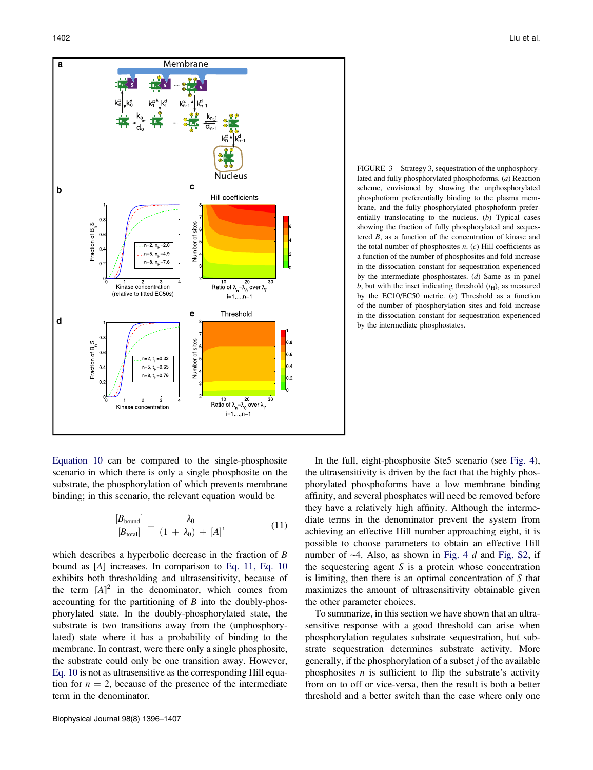FIGURE 3 Strategy 3, sequestration of the unphosphorylated and fully phosphorylated phosphoforms. (*a*) Reaction scheme, envisioned by showing the unphosphorylated phosphoform preferentially binding to the plasma membrane, and the fully phosphorylated phosphoform preferentially translocating to the nucleus. (*b*) Typical cases showing the fraction of fully phosphorylated and sequestered *B*, as a function of the concentration of kinase and the total number of phosphosites *n*. (*c*) Hill coefficients as a function of the number of phosphosites and fold increase in the dissociation constant for sequestration experienced by the intermediate phosphostates. (*d*) Same as in panel *b*, but with the inset indicating threshold ($t_H$), as measured by the EC10/EC50 metric. (*e*) Threshold as a function of the number of phosphorylation sites and fold increase in the dissociation constant for sequestration experienced by the intermediate phosphostates.

Equation 10 can be compared to the single-phosphosite scenario in which there is only a single phosphosite on the substrate, the phosphorylation of which prevents membrane binding; in this scenario, the relevant equation would be

$$\frac{[B_{\text{bound}}]}{[B_{\text{total}}]} = \frac{\lambda_0}{(1 + \lambda_0) + [A]}, \tag{11}$$

which describes a hyperbolic decrease in the fraction of $B$ bound as $[A]$ increases. In comparison to Eq. 11, Eq. 10 exhibits both thresholding and ultrasensitivity, because of the term $[A]^2$ in the denominator, which comes from accounting for the partitioning of $B$ into the doubly-phosphorylated state. In the doubly-phosphorylated state, the substrate is two transitions away from the (unphosphorylated) state where it has a probability of binding to the membrane. In contrast, were there only a single phosphosite, the substrate could only be one transition away. However, Eq. 10 is not as ultrasensitive as the corresponding Hill equation for $n = 2$, because of the presence of the intermediate term in the denominator.

In the full, eight-phosphosite Ste5 scenario (see Fig. 4), the ultrasensitivity is driven by the fact that the highly phosphorylated phosphoforms have a low membrane binding affinity, and several phosphates will need to be removed before they have a relatively high affinity. Although the intermediate terms in the denominator prevent the system from achieving an effective Hill number approaching eight, it is possible to choose parameters to obtain an effective Hill number of ~4. Also, as shown in Fig. 4 *d* and Fig. S2, if the sequestering agent $S$ is a protein whose concentration is limiting, then there is an optimal concentration of $S$ that maximizes the amount of ultrasensitivity obtainable given the other parameter choices.

To summarize, in this section we have shown that an ultrasensitive response with a good threshold can arise when phosphorylation regulates substrate sequestration, but substrate sequestration determines substrate activity. More generally, if the phosphorylation of a subset $j$ of the available phosphosites $n$ is sufficient to flip the substrate's activity from on to off or vice-versa, then the result is both a better threshold and a better switch than the case where only one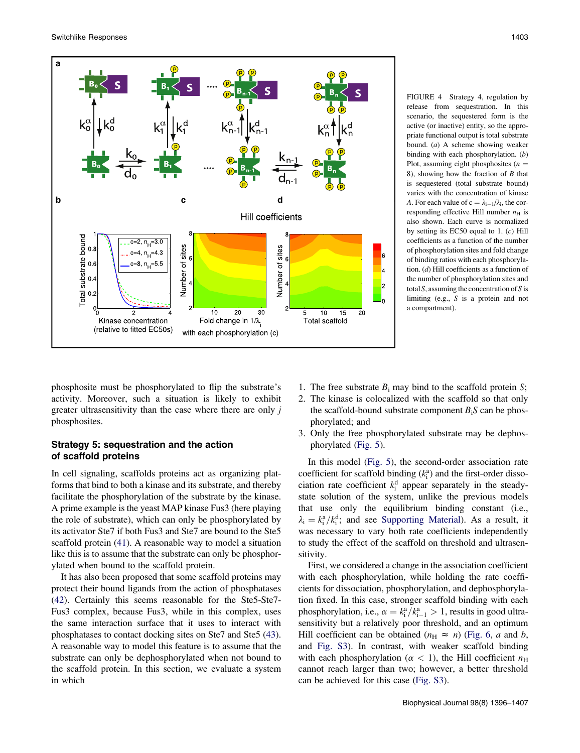FIGURE 4 Strategy 4, regulation by release from sequestration. In this scenario, the sequestered form is the active (or inactive) entity, so the appropriate functional output is total substrate bound. (*a*) A scheme showing weaker binding with each phosphorylation. (*b*) Plot, assuming eight phosphosites ($n = 8$), showing how the fraction of $B$ that is sequestered (total substrate bound) varies with the concentration of kinase $A$. For each value of $c = \lambda_{i-1}/\lambda_i$, the corresponding effective Hill number $n_H$ is also shown. Each curve is normalized by setting its EC50 equal to 1. (*c*) Hill coefficients as a function of the number of phosphorylation sites and fold change of binding ratios with each phosphorylation. (*d*) Hill coefficients as a function of the number of phosphorylation sites and total $S$, assuming the concentration of $S$ is limiting (e.g., $S$ is a protein and not a compartment).

phosphosite must be phosphorylated to flip the substrate's activity. Moreover, such a situation is likely to exhibit greater ultrasensitivity than the case where there are only $j$ phosphosites.

## Strategy 5: sequestration and the action of scaffold proteins

In cell signaling, scaffolds proteins act as organizing platforms that bind to both a kinase and its substrate, and thereby facilitate the phosphorylation of the substrate by the kinase. A prime example is the yeast MAP kinase Fus3 (here playing the role of substrate), which can only be phosphorylated by its activator Ste7 if both Fus3 and Ste7 are bound to the Ste5 scaffold protein (41). A reasonable way to model a situation like this is to assume that the substrate can only be phosphorylated when bound to the scaffold protein.

It has also been proposed that some scaffold proteins may protect their bound ligands from the action of phosphatases (42). Certainly this seems reasonable for the Ste5-Ste7-Fus3 complex, because Fus3, while in this complex, uses the same interaction surface that it uses to interact with phosphatases to contact docking sites on Ste7 and Ste5 (43). A reasonable way to model this feature is to assume that the substrate can only be dephosphorylated when not bound to the scaffold protein. In this section, we evaluate a system in which

1. The free substrate $B_i$ may bind to the scaffold protein $S$;
2. The kinase is colocalized with the scaffold so that only the scaffold-bound substrate component $B_iS$ can be phosphorylated; and
3. Only the free phosphorylated substrate may be dephosphorylated (Fig. 5).

In this model (Fig. 5), the second-order association rate coefficient for scaffold binding ($k_i^a$) and the first-order dissociation rate coefficient $k_i^d$ appear separately in the steady-state solution of the system, unlike the previous models that use only the equilibrium binding constant (i.e., $\lambda_i = k_i^a/k_i^d$; and see Supporting Material). As a result, it was necessary to vary both rate coefficients independently to study the effect of the scaffold on threshold and ultrasensitivity.

First, we considered a change in the association coefficient with each phosphorylation, while holding the rate coefficients for dissociation, phosphorylation, and dephosphorylation fixed. In this case, stronger scaffold binding with each phosphorylation, i.e., $\alpha = k_i^a/k_{i-1}^a > 1$, results in good ultrasensitivity but a relatively poor threshold, and an optimum Hill coefficient can be obtained ($n_H \approx n$) (Fig. 6, *a* and *b*, and Fig. S3). In contrast, with weaker scaffold binding with each phosphorylation ($\alpha < 1$), the Hill coefficient $n_H$ cannot reach larger than two; however, a better threshold can be achieved for this case (Fig. S3).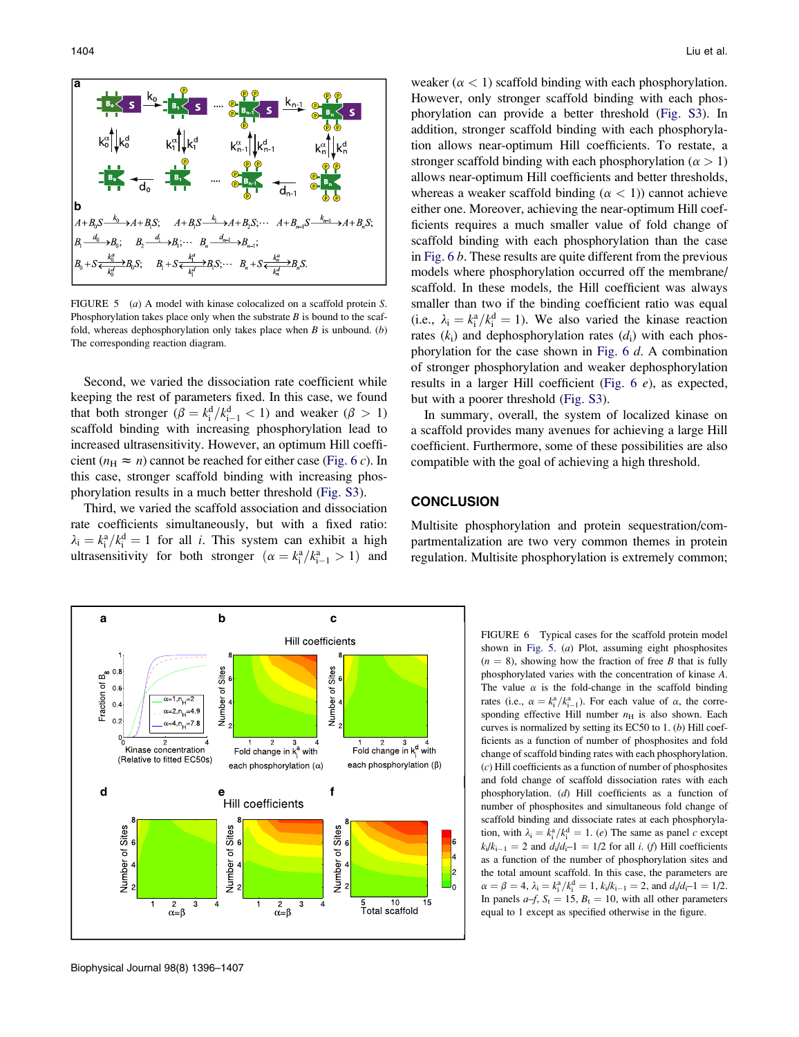FIGURE 5 (*a*) A model with kinase colocalized on a scaffold protein *S*. Phosphorylation takes place only when the substrate *B* is bound to the scaffold, whereas dephosphorylation only takes place when *B* is unbound. (*b*) The corresponding reaction diagram.

Second, we varied the dissociation rate coefficient while keeping the rest of parameters fixed. In this case, we found that both stronger ($\beta = k_i^d/k_{i-1}^d < 1$) and weaker ($\beta > 1$) scaffold binding with increasing phosphorylation lead to increased ultrasensitivity. However, an optimum Hill coefficient ($n_H \approx n$) cannot be reached for either case (Fig. 6 *c*). In this case, stronger scaffold binding with increasing phosphorylation results in a much better threshold (Fig. S3).

Third, we varied the scaffold association and dissociation rate coefficients simultaneously, but with a fixed ratio: $\lambda_i = k_i^a/k_i^d = 1$ for all $i$. This system can exhibit a high ultrasensitivity for both stronger ($\alpha = k_i^a/k_{i-1}^a > 1$) and weaker ($\alpha < 1$) scaffold binding with each phosphorylation. However, only stronger scaffold binding with each phosphorylation can provide a better threshold (Fig. S3). In addition, stronger scaffold binding with each phosphorylation allows near-optimum Hill coefficients. To restate, a stronger scaffold binding with each phosphorylation ($\alpha > 1$) allows near-optimum Hill coefficients and better thresholds, whereas a weaker scaffold binding ($\alpha < 1$)) cannot achieve either one. Moreover, achieving the near-optimum Hill coefficients requires a much smaller value of fold change of scaffold binding with each phosphorylation than the case in Fig. 6 *b*. These results are quite different from the previous models where phosphorylation occurred off the membrane/scaffold. In these models, the Hill coefficient was always smaller than two if the binding coefficient ratio was equal (i.e., $\lambda_i = k_i^a/k_i^d = 1$). We also varied the kinase reaction rates ($k_i$) and dephosphorylation rates ($d_i$) with each phosphorylation for the case shown in Fig. 6 *d*. A combination of stronger phosphorylation and weaker dephosphorylation results in a larger Hill coefficient (Fig. 6 *e*), as expected, but with a poorer threshold (Fig. S3).

In summary, overall, the system of localized kinase on a scaffold provides many avenues for achieving a large Hill coefficient. Furthermore, some of these possibilities are also compatible with the goal of achieving a high threshold.

## CONCLUSION

Multisite phosphorylation and protein sequestration/compartmentalization are two very common themes in protein regulation. Multisite phosphorylation is extremely common;

FIGURE 6 Typical cases for the scaffold protein model shown in Fig. 5. (*a*) Plot, assuming eight phosphosites ($n = 8$), showing how the fraction of free *B* that is fully phosphorylated varies with the concentration of kinase *A*. The value $\alpha$ is the fold-change in the scaffold binding rates (i.e., $\alpha = k_i^a/k_{i-1}^a$). For each value of $\alpha$, the corresponding effective Hill number $n_H$ is also shown. Each curves is normalized by setting its EC50 to 1. (*b*) Hill coefficients as a function of number of phosphosites and fold change of scaffold binding rates with each phosphorylation. (*c*) Hill coefficients as a function of number of phosphosites and fold change of scaffold dissociation rates with each phosphorylation. (*d*) Hill coefficients as a function of number of phosphosites and simultaneous fold change of scaffold binding and dissociate rates at each phosphorylation, with $\lambda_i = k_i^a/k_i^d = 1$. (*e*) The same as panel *c* except $k_i/k_{i-1} = 2$ and $d_i/d_i{-}1 = 1/2$ for all *i*. (*f*) Hill coefficients as a function of the number of phosphorylation sites and the total amount scaffold. In this case, the parameters are $\alpha = \beta = 4$, $\lambda_i = k_i^a/k_i^d = 1$, $k_i/k_{i-1} = 2$, and $d_i/d_i{-}1 = 1/2$. In panels *a*–*f*, $S_t = 15$, $B_t = 10$, with all other parameters equal to 1 except as specified otherwise in the figure.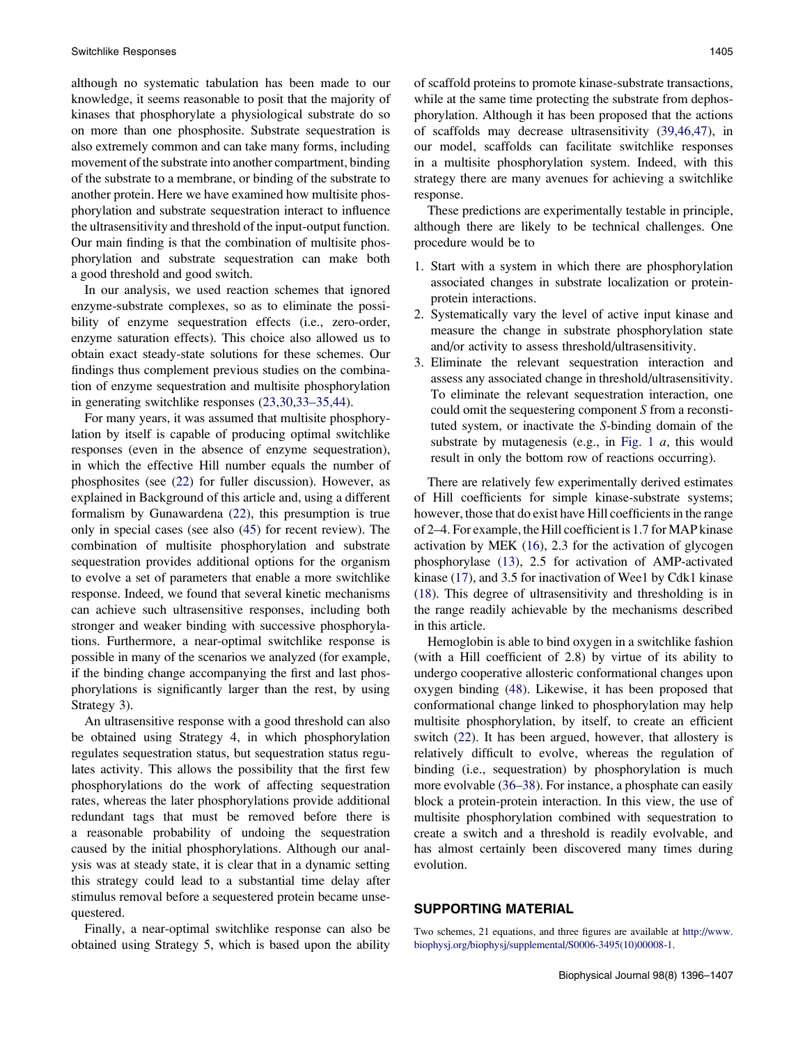although no systematic tabulation has been made to our knowledge, it seems reasonable to posit that the majority of kinases that phosphorylate a physiological substrate do so on more than one phosphosite. Substrate sequestration is also extremely common and can take many forms, including movement of the substrate into another compartment, binding of the substrate to a membrane, or binding of the substrate to another protein. Here we have examined how multisite phosphorylation and substrate sequestration interact to influence the ultrasensitivity and threshold of the input-output function. Our main finding is that the combination of multisite phosphorylation and substrate sequestration can make both a good threshold and good switch.

In our analysis, we used reaction schemes that ignored enzyme-substrate complexes, so as to eliminate the possibility of enzyme sequestration effects (i.e., zero-order, enzyme saturation effects). This choice also allowed us to obtain exact steady-state solutions for these schemes. Our findings thus complement previous studies on the combination of enzyme sequestration and multisite phosphorylation in generating switchlike responses (23,30,33–35,44).

For many years, it was assumed that multisite phosphorylation by itself is capable of producing optimal switchlike responses (even in the absence of enzyme sequestration), in which the effective Hill number equals the number of phosphosites (see (22) for fuller discussion). However, as explained in Background of this article and, using a different formalism by Gunawardena (22), this presumption is true only in special cases (see also (45) for recent review). The combination of multisite phosphorylation and substrate sequestration provides additional options for the organism to evolve a set of parameters that enable a more switchlike response. Indeed, we found that several kinetic mechanisms can achieve such ultrasensitive responses, including both stronger and weaker binding with successive phosphorylations. Furthermore, a near-optimal switchlike response is possible in many of the scenarios we analyzed (for example, if the binding change accompanying the first and last phosphorylations is significantly larger than the rest, by using Strategy 3).

An ultrasensitive response with a good threshold can also be obtained using Strategy 4, in which phosphorylation regulates sequestration status, but sequestration status regulates activity. This allows the possibility that the first few phosphorylations do the work of affecting sequestration rates, whereas the later phosphorylations provide additional redundant tags that must be removed before there is a reasonable probability of undoing the sequestration caused by the initial phosphorylations. Although our analysis was at steady state, it is clear that in a dynamic setting this strategy could lead to a substantial time delay after stimulus removal before a sequestered protein became unsequestered.

Finally, a near-optimal switchlike response can also be obtained using Strategy 5, which is based upon the ability of scaffold proteins to promote kinase-substrate transactions, while at the same time protecting the substrate from dephosphorylation. Although it has been proposed that the actions of scaffolds may decrease ultrasensitivity (39,46,47), in our model, scaffolds can facilitate switchlike responses in a multisite phosphorylation system. Indeed, with this strategy there are many avenues for achieving a switchlike response.

These predictions are experimentally testable in principle, although there are likely to be technical challenges. One procedure would be to

1. Start with a system in which there are phosphorylation associated changes in substrate localization or protein-protein interactions.
2. Systematically vary the level of active input kinase and measure the change in substrate phosphorylation state and/or activity to assess threshold/ultrasensitivity.
3. Eliminate the relevant sequestration interaction and assess any associated change in threshold/ultrasensitivity. To eliminate the relevant sequestration interaction, one could omit the sequestering component *S* from a reconstituted system, or inactivate the *S*-binding domain of the substrate by mutagenesis (e.g., in Fig. 1 *a*, this would result in only the bottom row of reactions occurring).

There are relatively few experimentally derived estimates of Hill coefficients for simple kinase-substrate systems; however, those that do exist have Hill coefficients in the range of 2–4. For example, the Hill coefficient is 1.7 for MAP kinase activation by MEK (16), 2.3 for the activation of glycogen phosphorylase (13), 2.5 for activation of AMP-activated kinase (17), and 3.5 for inactivation of Wee1 by Cdk1 kinase (18). This degree of ultrasensitivity and thresholding is in the range readily achievable by the mechanisms described in this article.

Hemoglobin is able to bind oxygen in a switchlike fashion (with a Hill coefficient of 2.8) by virtue of its ability to undergo cooperative allosteric conformational changes upon oxygen binding (48). Likewise, it has been proposed that conformational change linked to phosphorylation may help multisite phosphorylation, by itself, to create an efficient switch (22). It has been argued, however, that allostery is relatively difficult to evolve, whereas the regulation of binding (i.e., sequestration) by phosphorylation is much more evolvable (36–38). For instance, a phosphate can easily block a protein-protein interaction. In this view, the use of multisite phosphorylation combined with sequestration to create a switch and a threshold is readily evolvable, and has almost certainly been discovered many times during evolution.

## SUPPORTING MATERIAL

Two schemes, 21 equations, and three figures are available at http://www.biophysj.org/biophysj/supplemental/S0006-3495(10)00008-1.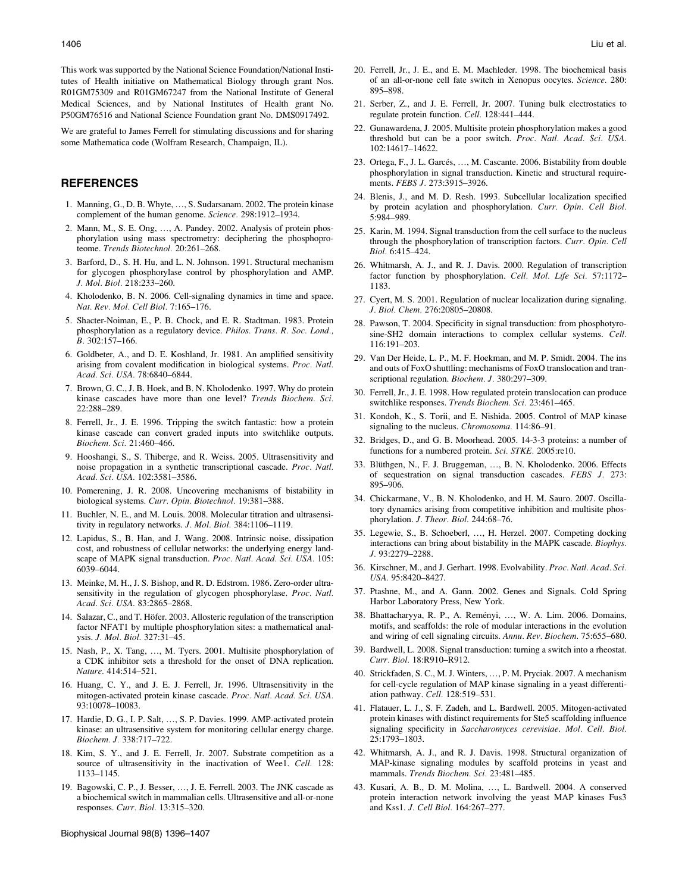This work was supported by the National Science Foundation/National Institutes of Health initiative on Mathematical Biology through grant Nos. R01GM75309 and R01GM67247 from the National Institute of General Medical Sciences, and by National Institutes of Health grant No. P50GM76516 and National Science Foundation grant No. DMS0917492.

We are grateful to James Ferrell for stimulating discussions and for sharing some Mathematica code (Wolfram Research, Champaign, IL).

## REFERENCES

1. Manning, G., D. B. Whyte, ..., S. Sudarsanam. 2002. The protein kinase complement of the human genome. *Science*. 298:1912–1934.
2. Mann, M., S. E. Ong, ..., A. Pandey. 2002. Analysis of protein phosphorylation using mass spectrometry: deciphering the phosphoproteome. *Trends Biotechnol.* 20:261–268.
3. Barford, D., S. H. Hu, and L. N. Johnson. 1991. Structural mechanism for glycogen phosphorylase control by phosphorylation and AMP. *J. Mol. Biol.* 218:233–260.
4. Kholodenko, B. N. 2006. Cell-signaling dynamics in time and space. *Nat. Rev. Mol. Cell Biol.* 7:165–176.
5. Shacter-Noiman, E., P. B. Chock, and E. R. Stadtman. 1983. Protein phosphorylation as a regulatory device. *Philos. Trans. R. Soc. Lond., B*. 302:157–166.
6. Goldbeter, A., and D. E. Koshland, Jr. 1981. An amplified sensitivity arising from covalent modification in biological systems. *Proc. Natl. Acad. Sci. USA*. 78:6840–6844.
7. Brown, G. C., J. B. Hoek, and B. N. Kholodenko. 1997. Why do protein kinase cascades have more than one level? *Trends Biochem. Sci.* 22:288–289.
8. Ferrell, Jr., J. E. 1996. Tripping the switch fantastic: how a protein kinase cascade can convert graded inputs into switchlike outputs. *Biochem. Sci.* 21:460–466.
9. Hooshangi, S., S. Thiberge, and R. Weiss. 2005. Ultrasensitivity and noise propagation in a synthetic transcriptional cascade. *Proc. Natl. Acad. Sci. USA*. 102:3581–3586.
10. Pomerening, J. R. 2008. Uncovering mechanisms of bistability in biological systems. *Curr. Opin. Biotechnol.* 19:381–388.
11. Buchler, N. E., and M. Louis. 2008. Molecular titration and ultrasensitivity in regulatory networks. *J. Mol. Biol.* 384:1106–1119.
12. Lapidus, S., B. Han, and J. Wang. 2008. Intrinsic noise, dissipation cost, and robustness of cellular networks: the underlying energy landscape of MAPK signal transduction. *Proc. Natl. Acad. Sci. USA*. 105: 6039–6044.
13. Meinke, M. H., J. S. Bishop, and R. D. Edstrom. 1986. Zero-order ultrasensitivity in the regulation of glycogen phosphorylase. *Proc. Natl. Acad. Sci. USA*. 83:2865–2868.
14. Salazar, C., and T. Höfer. 2003. Allosteric regulation of the transcription factor NFAT1 by multiple phosphorylation sites: a mathematical analysis. *J. Mol. Biol.* 327:31–45.
15. Nash, P., X. Tang, ..., M. Tyers. 2001. Multisite phosphorylation of a CDK inhibitor sets a threshold for the onset of DNA replication. *Nature*. 414:514–521.
16. Huang, C. Y., and J. E. J. Ferrell, Jr. 1996. Ultrasensitivity in the mitogen-activated protein kinase cascade. *Proc. Natl. Acad. Sci. USA*. 93:10078–10083.
17. Hardie, D. G., I. P. Salt, ..., S. P. Davies. 1999. AMP-activated protein kinase: an ultrasensitive system for monitoring cellular energy charge. *Biochem. J*. 338:717–722.
18. Kim, S. Y., and J. E. Ferrell, Jr. 2007. Substrate competition as a source of ultrasensitivity in the inactivation of Wee1. *Cell*. 128: 1133–1145.
19. Bagowski, C. P., J. Besser, ..., J. E. Ferrell. 2003. The JNK cascade as a biochemical switch in mammalian cells. Ultrasensitive and all-or-none responses. *Curr. Biol.* 13:315–320.
20. Ferrell, Jr., J. E., and E. M. Machleder. 1998. The biochemical basis of an all-or-none cell fate switch in Xenopus oocytes. *Science*. 280: 895–898.
21. Serber, Z., and J. E. Ferrell, Jr. 2007. Tuning bulk electrostatics to regulate protein function. *Cell*. 128:441–444.
22. Gunawardena, J. 2005. Multisite protein phosphorylation makes a good threshold but can be a poor switch. *Proc. Natl. Acad. Sci. USA*. 102:14617–14622.
23. Ortega, F., J. L. Garcés, ..., M. Cascante. 2006. Bistability from double phosphorylation in signal transduction. Kinetic and structural requirements. *FEBS J*. 273:3915–3926.
24. Blenis, J., and M. D. Resh. 1993. Subcellular localization specified by protein acylation and phosphorylation. *Curr. Opin. Cell Biol.* 5:984–989.
25. Karin, M. 1994. Signal transduction from the cell surface to the nucleus through the phosphorylation of transcription factors. *Curr. Opin. Cell Biol.* 6:415–424.
26. Whitmarsh, A. J., and R. J. Davis. 2000. Regulation of transcription factor function by phosphorylation. *Cell. Mol. Life Sci.* 57:1172–1183.
27. Cyert, M. S. 2001. Regulation of nuclear localization during signaling. *J. Biol. Chem.* 276:20805–20808.
28. Pawson, T. 2004. Specificity in signal transduction: from phosphotyrosine-SH2 domain interactions to complex cellular systems. *Cell*. 116:191–203.
29. Van Der Heide, L. P., M. F. Hoekman, and M. P. Smidt. 2004. The ins and outs of FoxO shuttling: mechanisms of FoxO translocation and transcriptional regulation. *Biochem. J*. 380:297–309.
30. Ferrell, Jr., J. E. 1998. How regulated protein translocation can produce switchlike responses. *Trends Biochem. Sci.* 23:461–465.
31. Kondoh, K., S. Torii, and E. Nishida. 2005. Control of MAP kinase signaling to the nucleus. *Chromosoma*. 114:86–91.
32. Bridges, D., and G. B. Moorhead. 2005. 14-3-3 proteins: a number of functions for a numbered protein. *Sci. STKE*. 2005:re10.
33. Blüthgen, N., F. J. Bruggeman, ..., B. N. Kholodenko. 2006. Effects of sequestration on signal transduction cascades. *FEBS J*. 273: 895–906.
34. Chickarmane, V., B. N. Kholodenko, and H. M. Sauro. 2007. Oscillatory dynamics arising from competitive inhibition and multisite phosphorylation. *J. Theor. Biol.* 244:68–76.
35. Legewie, S., B. Schoeberl, ..., H. Herzel. 2007. Competing docking interactions can bring about bistability in the MAPK cascade. *Biophys. J*. 93:2279–2288.
36. Kirschner, M., and J. Gerhart. 1998. Evolvability. *Proc. Natl. Acad. Sci. USA*. 95:8420–8427.
37. Ptashne, M., and A. Gann. 2002. Genes and Signals. Cold Spring Harbor Laboratory Press, New York.
38. Bhattacharyya, R. P., A. Reményi, ..., W. A. Lim. 2006. Domains, motifs, and scaffolds: the role of modular interactions in the evolution and wiring of cell signaling circuits. *Annu. Rev. Biochem.* 75:655–680.
39. Bardwell, L. 2008. Signal transduction: turning a switch into a rheostat. *Curr. Biol.* 18:R910–R912.
40. Strickfaden, S. C., M. J. Winters, ..., P. M. Pryciak. 2007. A mechanism for cell-cycle regulation of MAP kinase signaling in a yeast differentiation pathway. *Cell*. 128:519–531.
41. Flatauer, L. J., S. F. Zadeh, and L. Bardwell. 2005. Mitogen-activated protein kinases with distinct requirements for Ste5 scaffolding influence signaling specificity in *Saccharomyces cerevisiae*. *Mol. Cell. Biol.* 25:1793–1803.
42. Whitmarsh, A. J., and R. J. Davis. 1998. Structural organization of MAP-kinase signaling modules by scaffold proteins in yeast and mammals. *Trends Biochem. Sci.* 23:481–485.
43. Kusari, A. B., D. M. Molina, ..., L. Bardwell. 2004. A conserved protein interaction network involving the yeast MAP kinases Fus3 and Kss1. *J. Cell Biol.* 164:267–277.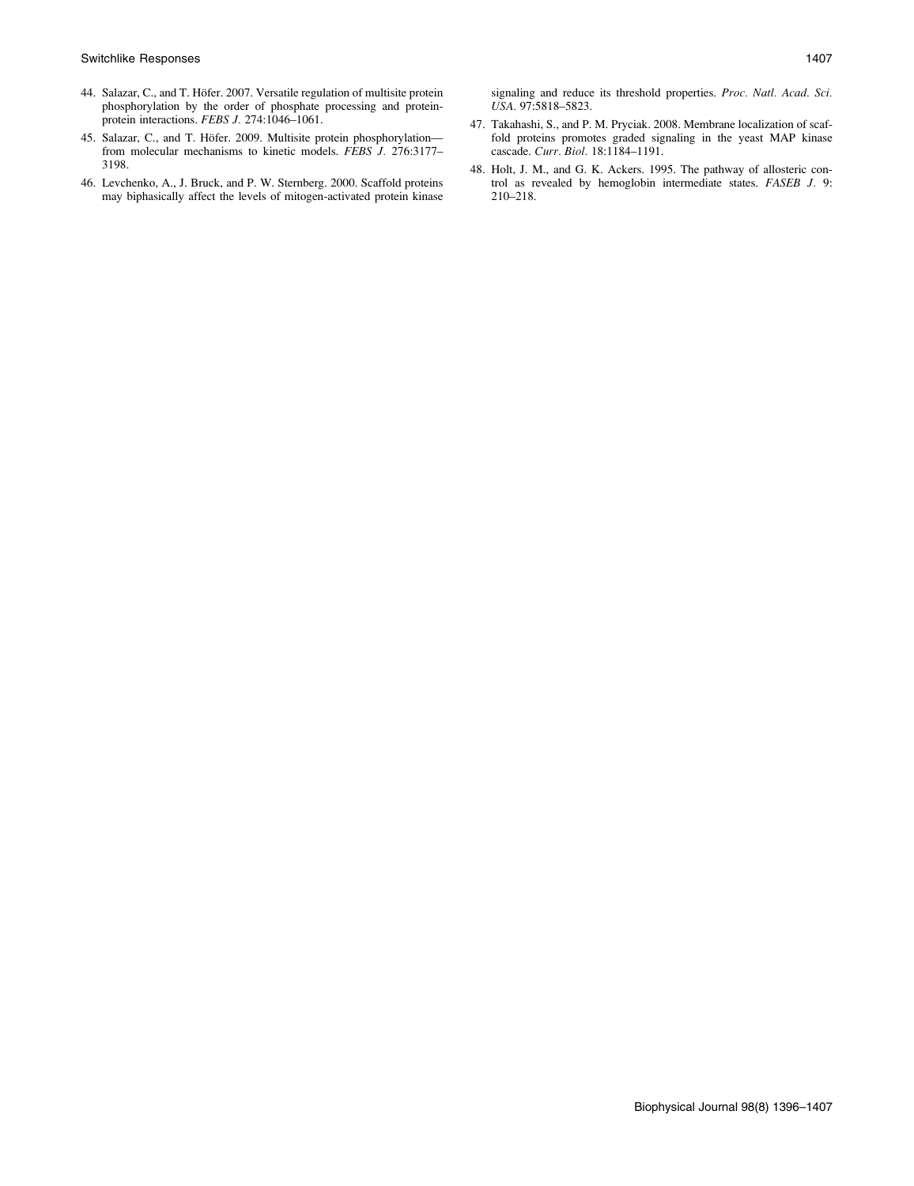44. Salazar, C., and T. Höfer. 2007. Versatile regulation of multisite protein phosphorylation by the order of phosphate processing and protein-protein interactions. *FEBS J.* 274:1046–1061.
45. Salazar, C., and T. Höfer. 2009. Multisite protein phosphorylation—from molecular mechanisms to kinetic models. *FEBS J.* 276:3177–3198.
46. Levchenko, A., J. Bruck, and P. W. Sternberg. 2000. Scaffold proteins may biphasically affect the levels of mitogen-activated protein kinase signaling and reduce its threshold properties. *Proc. Natl. Acad. Sci. USA.* 97:5818–5823.
47. Takahashi, S., and P. M. Pryciak. 2008. Membrane localization of scaffold proteins promotes graded signaling in the yeast MAP kinase cascade. *Curr. Biol.* 18:1184–1191.
48. Holt, J. M., and G. K. Ackers. 1995. The pathway of allosteric control as revealed by hemoglobin intermediate states. *FASEB J.* 9: 210–218.